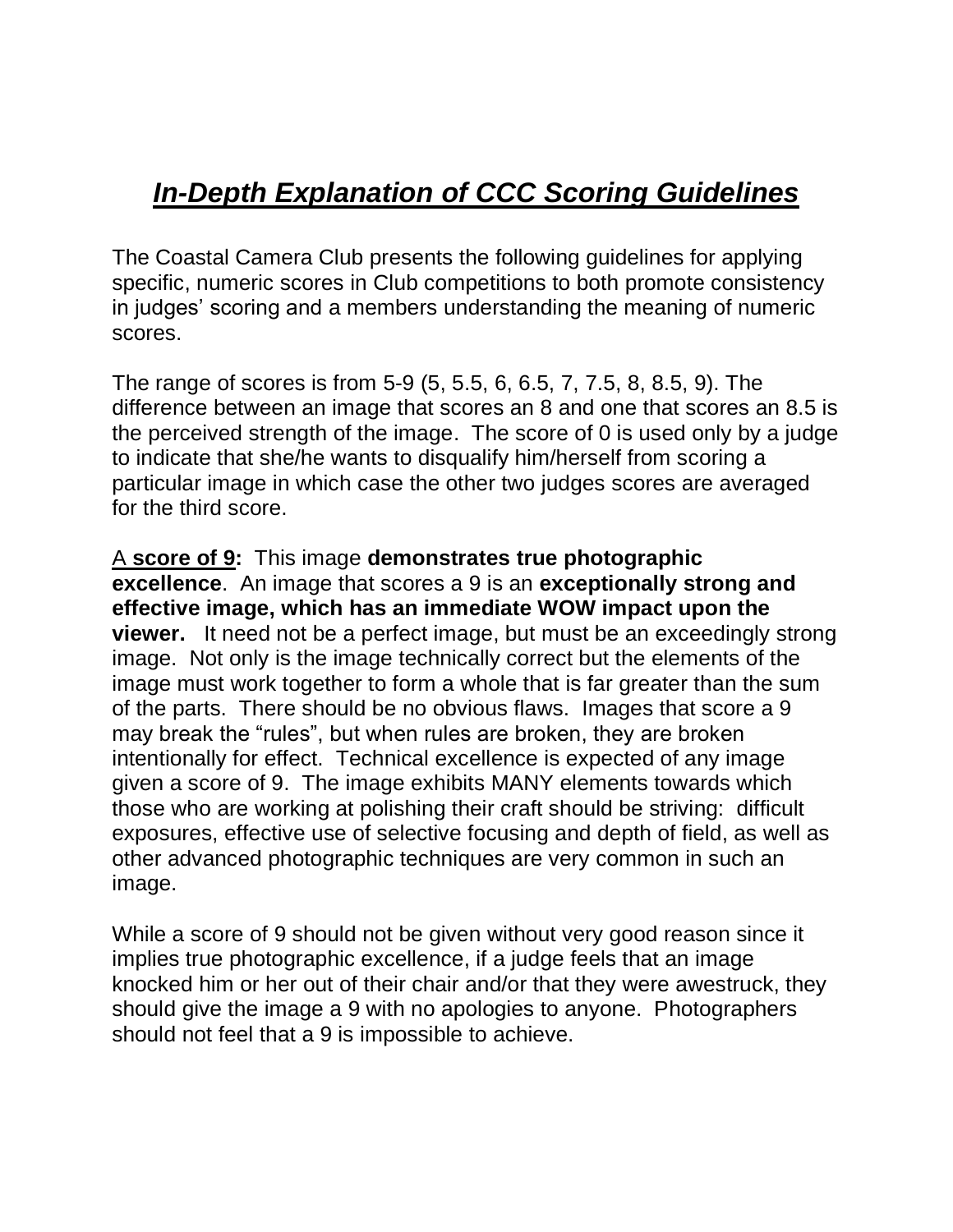# ***In-Depth Explanation of CCC Scoring Guidelines***

The Coastal Camera Club presents the following guidelines for applying specific, numeric scores in Club competitions to both promote consistency in judges' scoring and a members understanding the meaning of numeric scores.

The range of scores is from 5-9 (5, 5.5, 6, 6.5, 7, 7.5, 8, 8.5, 9). The difference between an image that scores an 8 and one that scores an 8.5 is the perceived strength of the image. The score of 0 is used only by a judge to indicate that she/he wants to disqualify him/herself from scoring a particular image in which case the other two judges scores are averaged for the third score.

A **score of 9:** This image **demonstrates true photographic excellence**. An image that scores a 9 is an **exceptionally strong and effective image, which has an immediate WOW impact upon the viewer.** It need not be a perfect image, but must be an exceedingly strong image. Not only is the image technically correct but the elements of the image must work together to form a whole that is far greater than the sum of the parts. There should be no obvious flaws. Images that score a 9 may break the "rules", but when rules are broken, they are broken intentionally for effect. Technical excellence is expected of any image given a score of 9. The image exhibits MANY elements towards which those who are working at polishing their craft should be striving: difficult exposures, effective use of selective focusing and depth of field, as well as other advanced photographic techniques are very common in such an image.

While a score of 9 should not be given without very good reason since it implies true photographic excellence, if a judge feels that an image knocked him or her out of their chair and/or that they were awestruck, they should give the image a 9 with no apologies to anyone. Photographers should not feel that a 9 is impossible to achieve.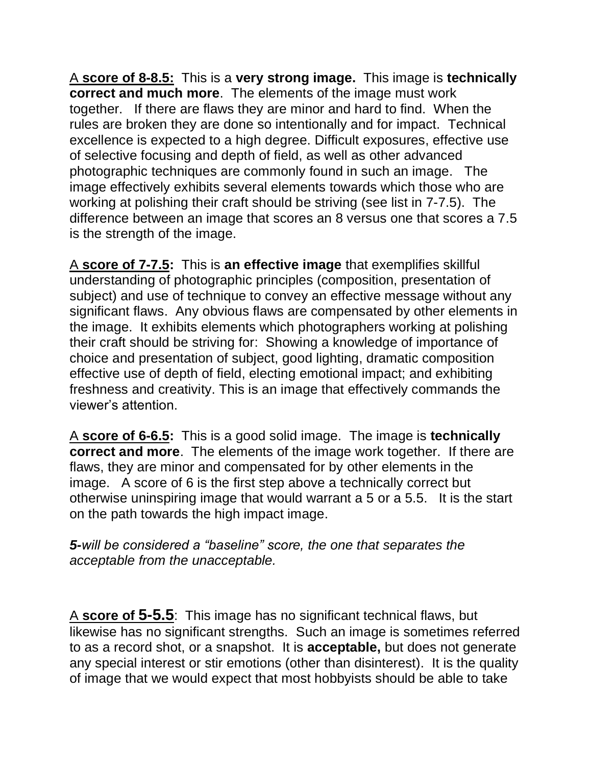A **score of 8-8.5:** This is a **very strong image.** This image is **technically correct and much more**. The elements of the image must work together. If there are flaws they are minor and hard to find. When the rules are broken they are done so intentionally and for impact. Technical excellence is expected to a high degree. Difficult exposures, effective use of selective focusing and depth of field, as well as other advanced photographic techniques are commonly found in such an image. The image effectively exhibits several elements towards which those who are working at polishing their craft should be striving (see list in 7-7.5). The difference between an image that scores an 8 versus one that scores a 7.5 is the strength of the image.

A **score of 7-7.5:** This is **an effective image** that exemplifies skillful understanding of photographic principles (composition, presentation of subject) and use of technique to convey an effective message without any significant flaws. Any obvious flaws are compensated by other elements in the image. It exhibits elements which photographers working at polishing their craft should be striving for: Showing a knowledge of importance of choice and presentation of subject, good lighting, dramatic composition effective use of depth of field, electing emotional impact; and exhibiting freshness and creativity. This is an image that effectively commands the viewer's attention.

A **score of 6-6.5:** This is a good solid image. The image is **technically correct and more**. The elements of the image work together. If there are flaws, they are minor and compensated for by other elements in the image. A score of 6 is the first step above a technically correct but otherwise uninspiring image that would warrant a 5 or a 5.5. It is the start on the path towards the high impact image.

***5****-will be considered a "baseline" score, the one that separates the acceptable from the unacceptable.*

A **score of 5-5.5**: This image has no significant technical flaws, but likewise has no significant strengths. Such an image is sometimes referred to as a record shot, or a snapshot. It is **acceptable,** but does not generate any special interest or stir emotions (other than disinterest). It is the quality of image that we would expect that most hobbyists should be able to take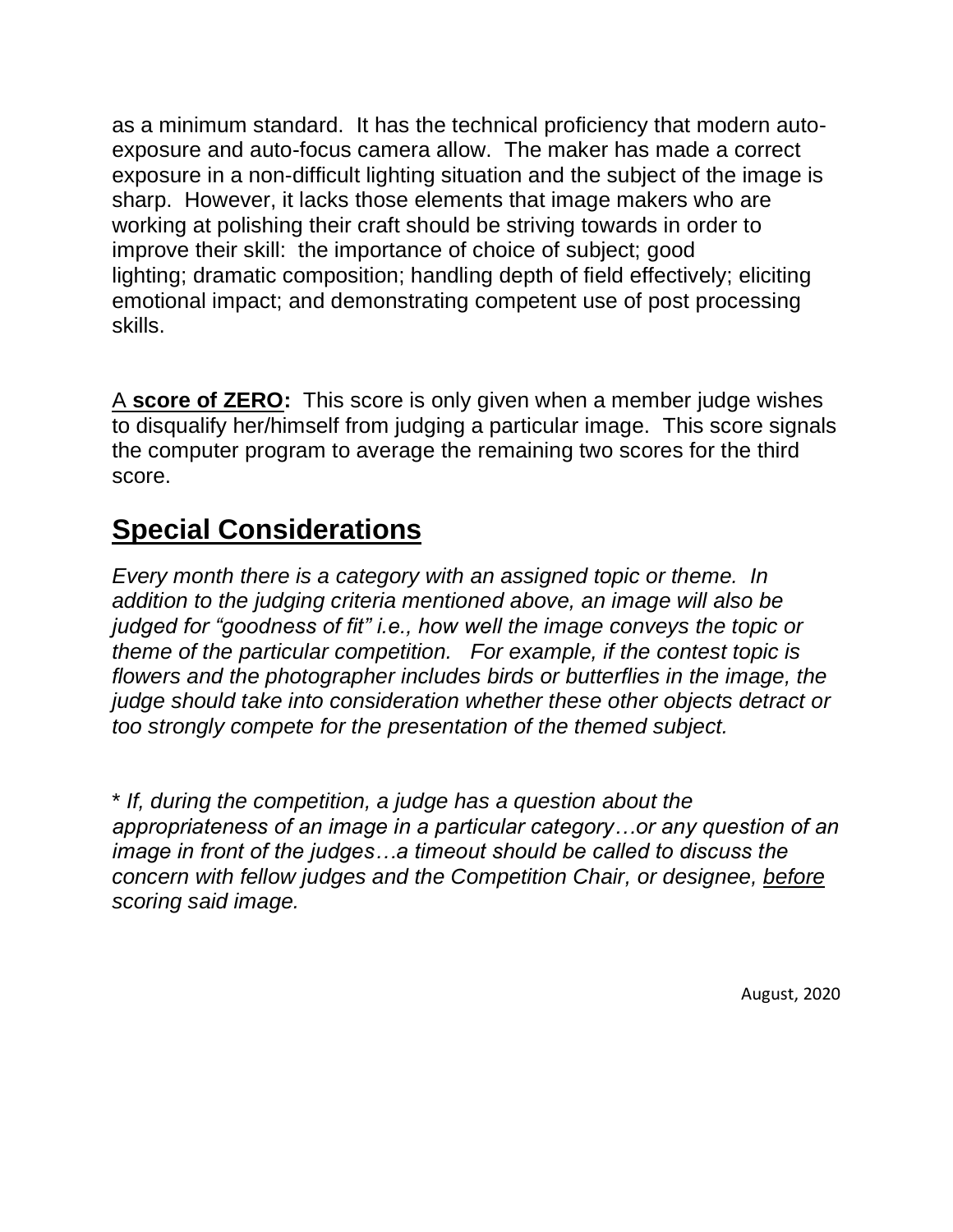as a minimum standard. It has the technical proficiency that modern auto-exposure and auto-focus camera allow. The maker has made a correct exposure in a non-difficult lighting situation and the subject of the image is sharp. However, it lacks those elements that image makers who are working at polishing their craft should be striving towards in order to improve their skill: the importance of choice of subject; good lighting; dramatic composition; handling depth of field effectively; eliciting emotional impact; and demonstrating competent use of post processing skills.

A **score of ZERO:** This score is only given when a member judge wishes to disqualify her/himself from judging a particular image. This score signals the computer program to average the remaining two scores for the third score.

## Special Considerations

*Every month there is a category with an assigned topic or theme. In addition to the judging criteria mentioned above, an image will also be judged for "goodness of fit" i.e., how well the image conveys the topic or theme of the particular competition. For example, if the contest topic is flowers and the photographer includes birds or butterflies in the image, the judge should take into consideration whether these other objects detract or too strongly compete for the presentation of the themed subject.*

\* *If, during the competition, a judge has a question about the appropriateness of an image in a particular category…or any question of an image in front of the judges…a timeout should be called to discuss the concern with fellow judges and the Competition Chair, or designee, before scoring said image.*

August, 2020